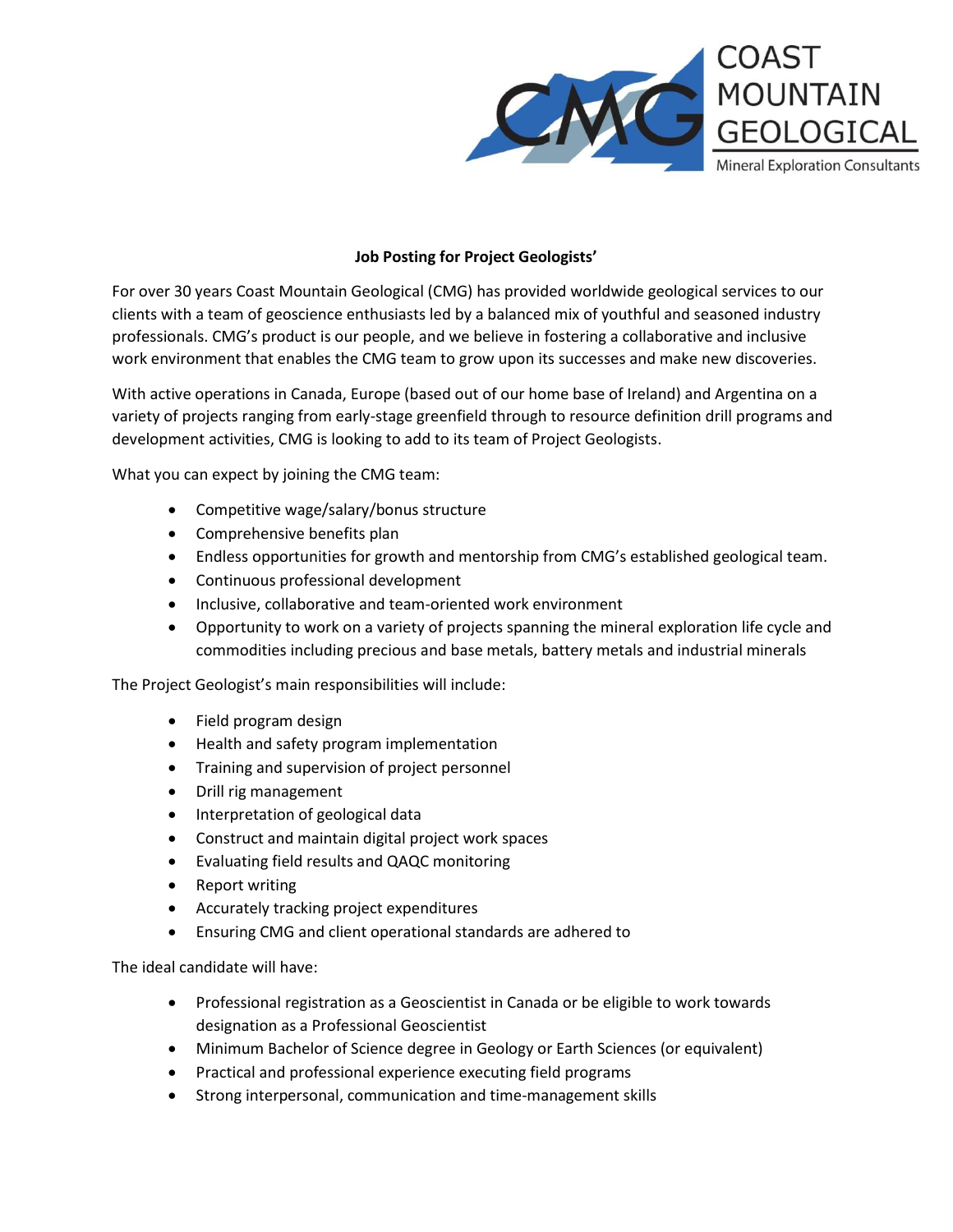COAST MOUNTAIN GEOLOGICAL

Mineral Exploration Consultants

**Job Posting for Project Geologists'**

For over 30 years Coast Mountain Geological (CMG) has provided worldwide geological services to our clients with a team of geoscience enthusiasts led by a balanced mix of youthful and seasoned industry professionals. CMG's product is our people, and we believe in fostering a collaborative and inclusive work environment that enables the CMG team to grow upon its successes and make new discoveries.

With active operations in Canada, Europe (based out of our home base of Ireland) and Argentina on a variety of projects ranging from early-stage greenfield through to resource definition drill programs and development activities, CMG is looking to add to its team of Project Geologists.

What you can expect by joining the CMG team:

- Competitive wage/salary/bonus structure
- Comprehensive benefits plan
- Endless opportunities for growth and mentorship from CMG's established geological team.
- Continuous professional development
- Inclusive, collaborative and team-oriented work environment
- Opportunity to work on a variety of projects spanning the mineral exploration life cycle and commodities including precious and base metals, battery metals and industrial minerals

The Project Geologist's main responsibilities will include:

- Field program design
- Health and safety program implementation
- Training and supervision of project personnel
- Drill rig management
- Interpretation of geological data
- Construct and maintain digital project work spaces
- Evaluating field results and QAQC monitoring
- Report writing
- Accurately tracking project expenditures
- Ensuring CMG and client operational standards are adhered to

The ideal candidate will have:

- Professional registration as a Geoscientist in Canada or be eligible to work towards designation as a Professional Geoscientist
- Minimum Bachelor of Science degree in Geology or Earth Sciences (or equivalent)
- Practical and professional experience executing field programs
- Strong interpersonal, communication and time-management skills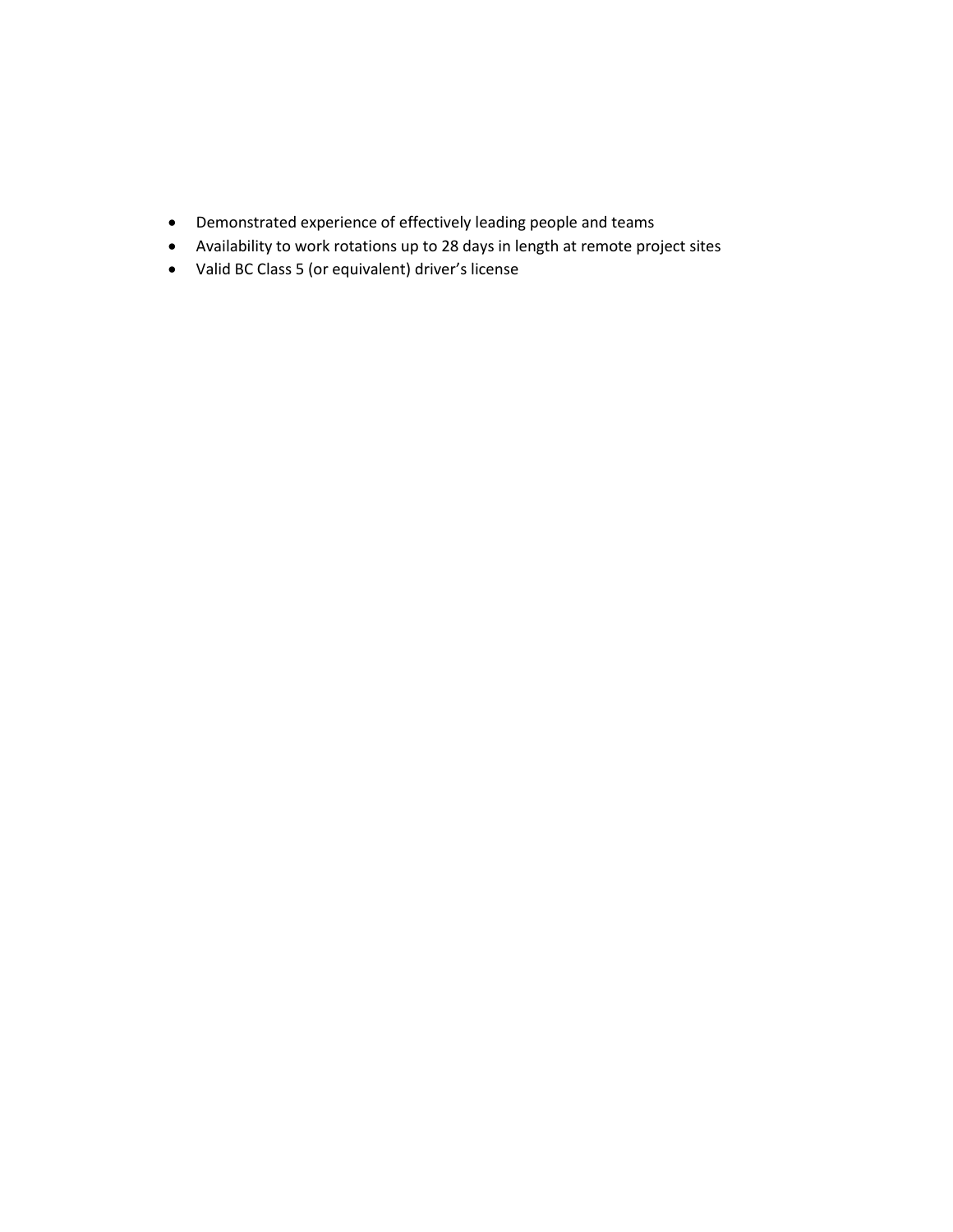- Demonstrated experience of effectively leading people and teams
- Availability to work rotations up to 28 days in length at remote project sites
- Valid BC Class 5 (or equivalent) driver's license